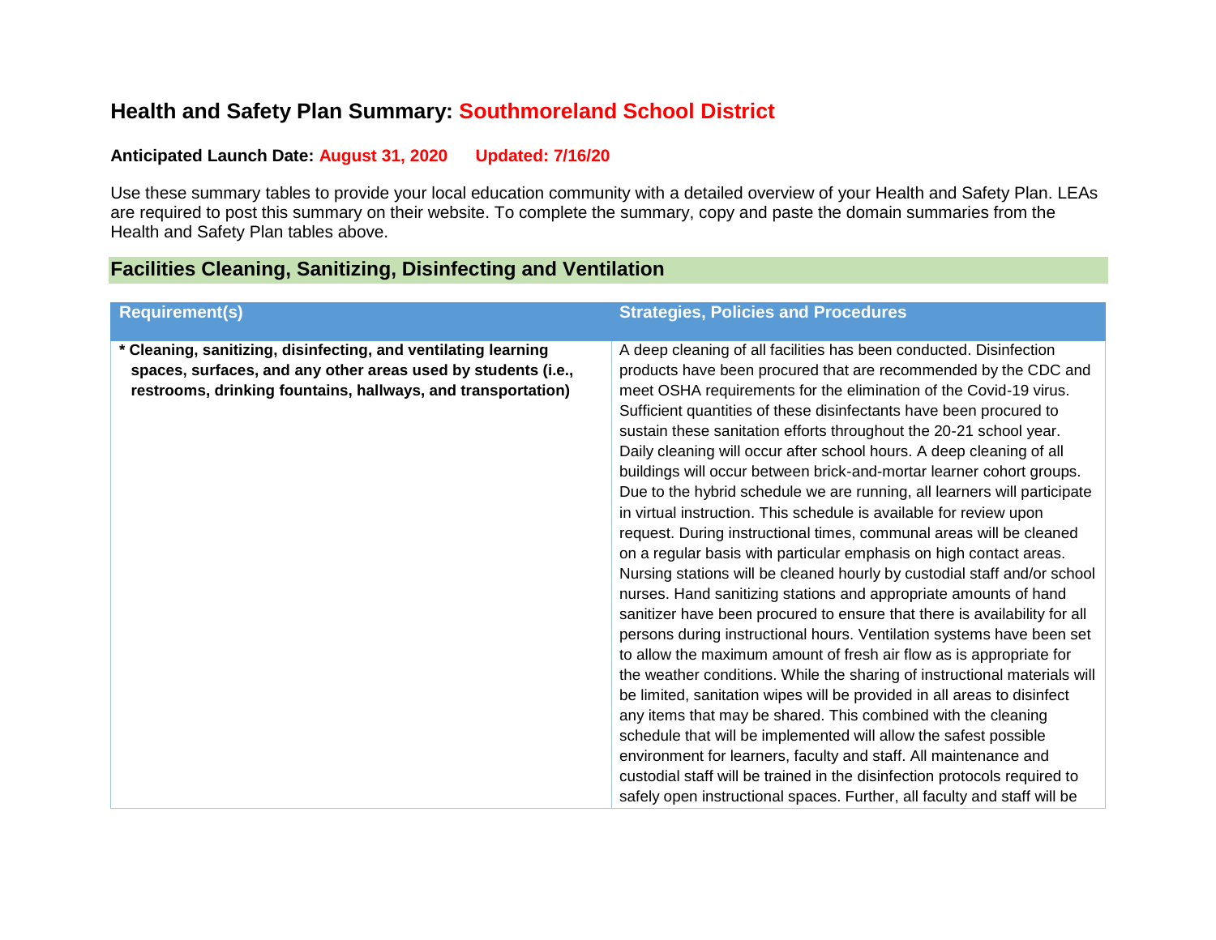# Health and Safety Plan Summary: Southmoreland School District

**Anticipated Launch Date: August 31, 2020     Updated: 7/16/20**

Use these summary tables to provide your local education community with a detailed overview of your Health and Safety Plan. LEAs are required to post this summary on their website. To complete the summary, copy and paste the domain summaries from the Health and Safety Plan tables above.

## Facilities Cleaning, Sanitizing, Disinfecting and Ventilation

| Requirement(s) | Strategies, Policies and Procedures |
|---|---|
| **\* Cleaning, sanitizing, disinfecting, and ventilating learning spaces, surfaces, and any other areas used by students (i.e., restrooms, drinking fountains, hallways, and transportation)** | A deep cleaning of all facilities has been conducted. Disinfection products have been procured that are recommended by the CDC and meet OSHA requirements for the elimination of the Covid-19 virus. Sufficient quantities of these disinfectants have been procured to sustain these sanitation efforts throughout the 20-21 school year. Daily cleaning will occur after school hours. A deep cleaning of all buildings will occur between brick-and-mortar learner cohort groups. Due to the hybrid schedule we are running, all learners will participate in virtual instruction. This schedule is available for review upon request. During instructional times, communal areas will be cleaned on a regular basis with particular emphasis on high contact areas. Nursing stations will be cleaned hourly by custodial staff and/or school nurses. Hand sanitizing stations and appropriate amounts of hand sanitizer have been procured to ensure that there is availability for all persons during instructional hours. Ventilation systems have been set to allow the maximum amount of fresh air flow as is appropriate for the weather conditions. While the sharing of instructional materials will be limited, sanitation wipes will be provided in all areas to disinfect any items that may be shared. This combined with the cleaning schedule that will be implemented will allow the safest possible environment for learners, faculty and staff. All maintenance and custodial staff will be trained in the disinfection protocols required to safely open instructional spaces. Further, all faculty and staff will be |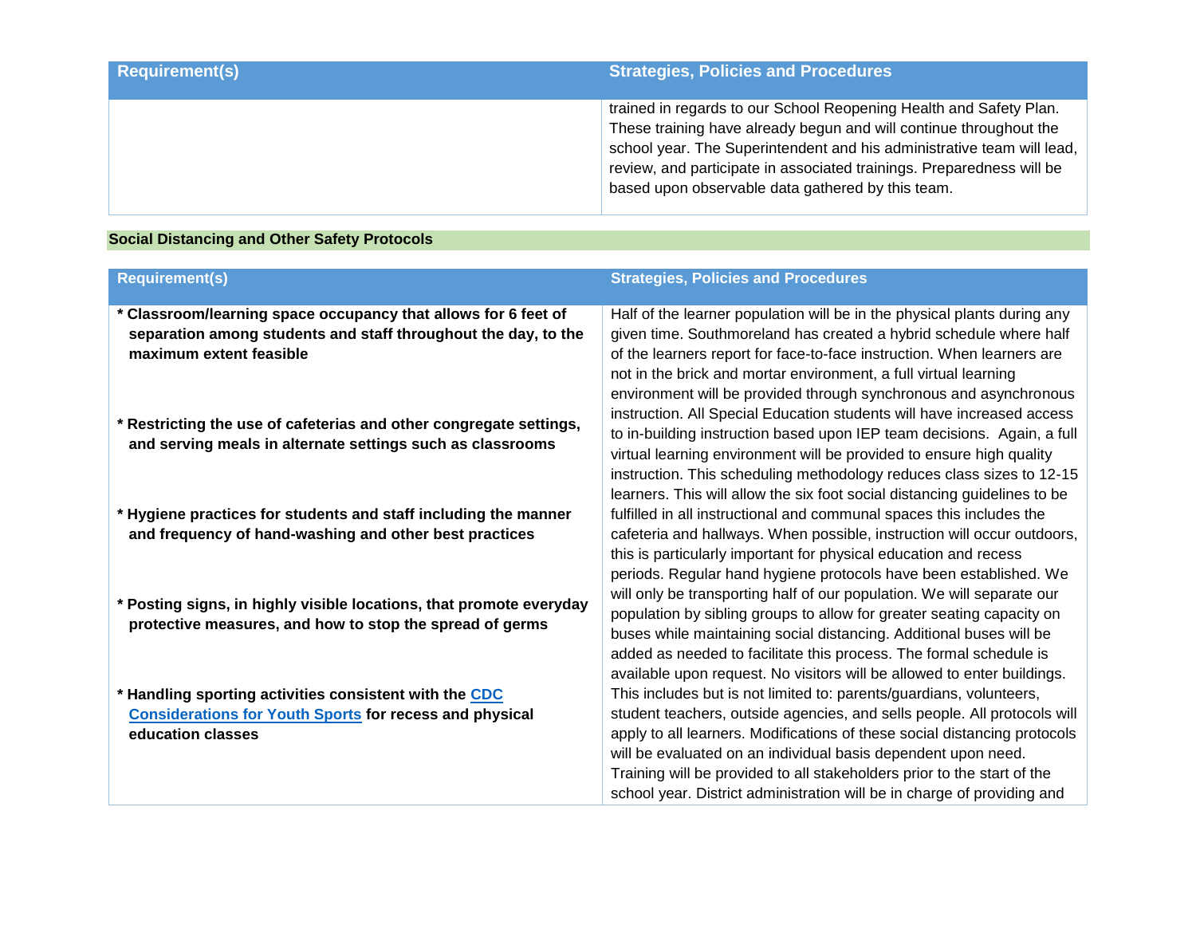| Requirement(s) | Strategies, Policies and Procedures |
| --- | --- |
| | trained in regards to our School Reopening Health and Safety Plan. These training have already begun and will continue throughout the school year. The Superintendent and his administrative team will lead, review, and participate in associated trainings. Preparedness will be based upon observable data gathered by this team. |

**Social Distancing and Other Safety Protocols**

| Requirement(s) | Strategies, Policies and Procedures |
| --- | --- |
| **\* Classroom/learning space occupancy that allows for 6 feet of separation among students and staff throughout the day, to the maximum extent feasible**<br><br>**\* Restricting the use of cafeterias and other congregate settings, and serving meals in alternate settings such as classrooms**<br><br>**\* Hygiene practices for students and staff including the manner and frequency of hand-washing and other best practices**<br><br>**\* Posting signs, in highly visible locations, that promote everyday protective measures, and how to stop the spread of germs**<br><br>**\* Handling sporting activities consistent with the [CDC Considerations for Youth Sports] for recess and physical education classes** | Half of the learner population will be in the physical plants during any given time. Southmoreland has created a hybrid schedule where half of the learners report for face-to-face instruction. When learners are not in the brick and mortar environment, a full virtual learning environment will be provided through synchronous and asynchronous instruction. All Special Education students will have increased access to in-building instruction based upon IEP team decisions. Again, a full virtual learning environment will be provided to ensure high quality instruction. This scheduling methodology reduces class sizes to 12-15 learners. This will allow the six foot social distancing guidelines to be fulfilled in all instructional and communal spaces this includes the cafeteria and hallways. When possible, instruction will occur outdoors, this is particularly important for physical education and recess periods. Regular hand hygiene protocols have been established. We will only be transporting half of our population. We will separate our population by sibling groups to allow for greater seating capacity on buses while maintaining social distancing. Additional buses will be added as needed to facilitate this process. The formal schedule is available upon request. No visitors will be allowed to enter buildings. This includes but is not limited to: parents/guardians, volunteers, student teachers, outside agencies, and sells people. All protocols will apply to all learners. Modifications of these social distancing protocols will be evaluated on an individual basis dependent upon need. Training will be provided to all stakeholders prior to the start of the school year. District administration will be in charge of providing and |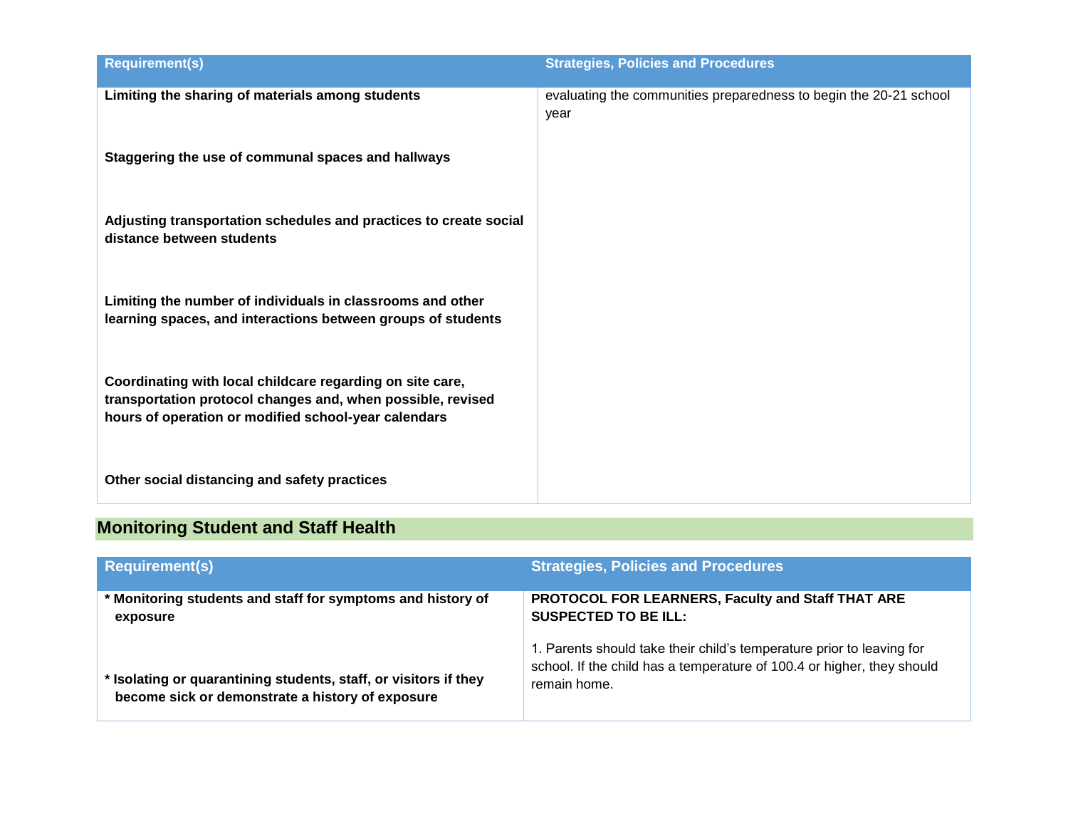| Requirement(s) | Strategies, Policies and Procedures |
|---|---|
| **Limiting the sharing of materials among students** | evaluating the communities preparedness to begin the 20-21 school year |
| **Staggering the use of communal spaces and hallways** | |
| **Adjusting transportation schedules and practices to create social distance between students** | |
| **Limiting the number of individuals in classrooms and other learning spaces, and interactions between groups of students** | |
| **Coordinating with local childcare regarding on site care, transportation protocol changes and, when possible, revised hours of operation or modified school-year calendars** | |
| **Other social distancing and safety practices** | |

## Monitoring Student and Staff Health

| Requirement(s) | Strategies, Policies and Procedures |
|---|---|
| **\* Monitoring students and staff for symptoms and history of exposure**<br><br>**\* Isolating or quarantining students, staff, or visitors if they become sick or demonstrate a history of exposure** | **PROTOCOL FOR LEARNERS, Faculty and Staff THAT ARE SUSPECTED TO BE ILL:**<br><br>1. Parents should take their child's temperature prior to leaving for school. If the child has a temperature of 100.4 or higher, they should remain home. |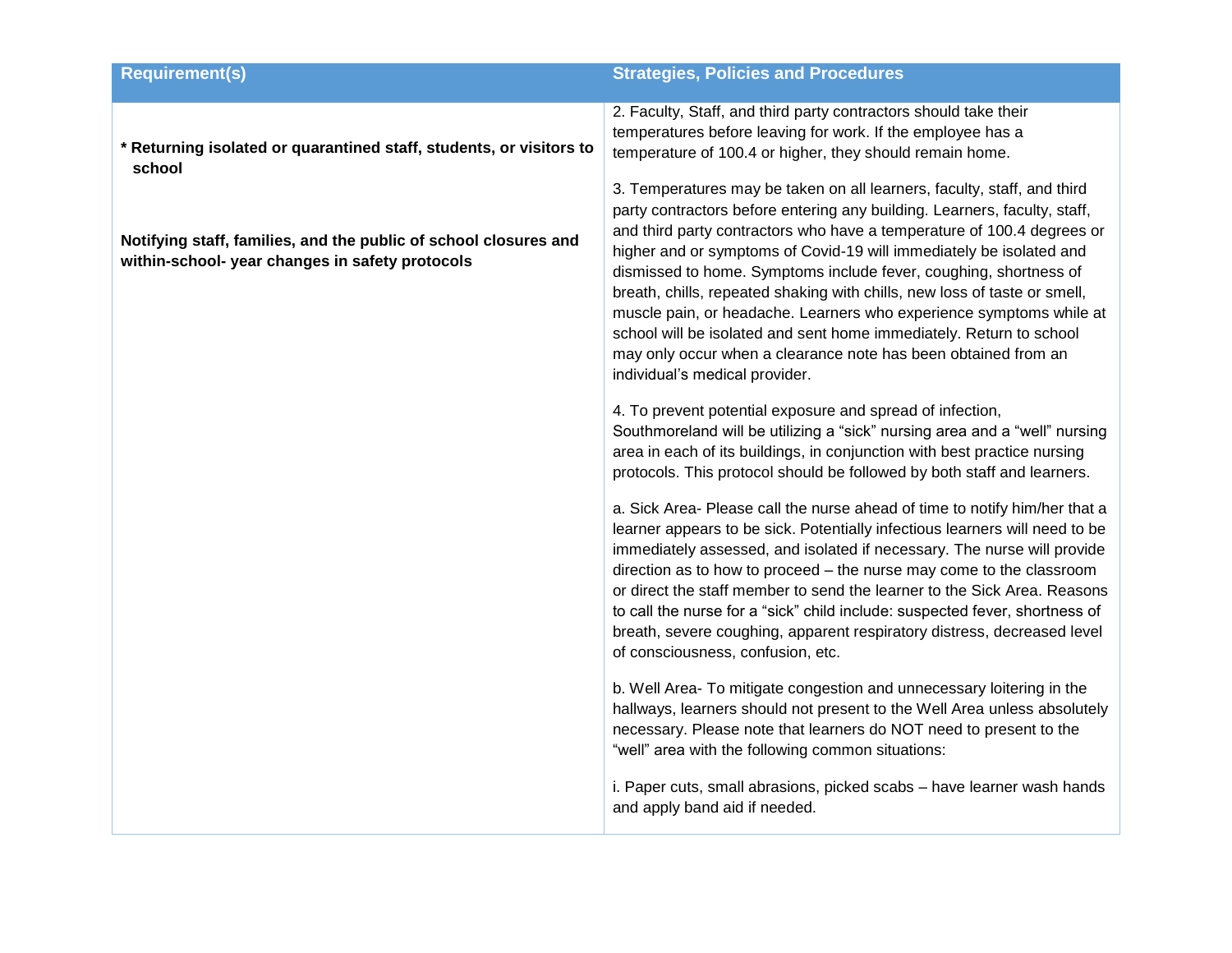| Requirement(s) | Strategies, Policies and Procedures |
| --- | --- |
| **\* Returning isolated or quarantined staff, students, or visitors to school**<br><br>**Notifying staff, families, and the public of school closures and within-school- year changes in safety protocols** | 2. Faculty, Staff, and third party contractors should take their temperatures before leaving for work. If the employee has a temperature of 100.4 or higher, they should remain home.<br><br>3. Temperatures may be taken on all learners, faculty, staff, and third party contractors before entering any building. Learners, faculty, staff, and third party contractors who have a temperature of 100.4 degrees or higher and or symptoms of Covid-19 will immediately be isolated and dismissed to home. Symptoms include fever, coughing, shortness of breath, chills, repeated shaking with chills, new loss of taste or smell, muscle pain, or headache. Learners who experience symptoms while at school will be isolated and sent home immediately. Return to school may only occur when a clearance note has been obtained from an individual's medical provider.<br><br>4. To prevent potential exposure and spread of infection, Southmoreland will be utilizing a "sick" nursing area and a "well" nursing area in each of its buildings, in conjunction with best practice nursing protocols. This protocol should be followed by both staff and learners.<br><br>a. Sick Area- Please call the nurse ahead of time to notify him/her that a learner appears to be sick. Potentially infectious learners will need to be immediately assessed, and isolated if necessary. The nurse will provide direction as to how to proceed – the nurse may come to the classroom or direct the staff member to send the learner to the Sick Area. Reasons to call the nurse for a "sick" child include: suspected fever, shortness of breath, severe coughing, apparent respiratory distress, decreased level of consciousness, confusion, etc.<br><br>b. Well Area- To mitigate congestion and unnecessary loitering in the hallways, learners should not present to the Well Area unless absolutely necessary. Please note that learners do NOT need to present to the "well" area with the following common situations:<br><br>i. Paper cuts, small abrasions, picked scabs – have learner wash hands and apply band aid if needed. |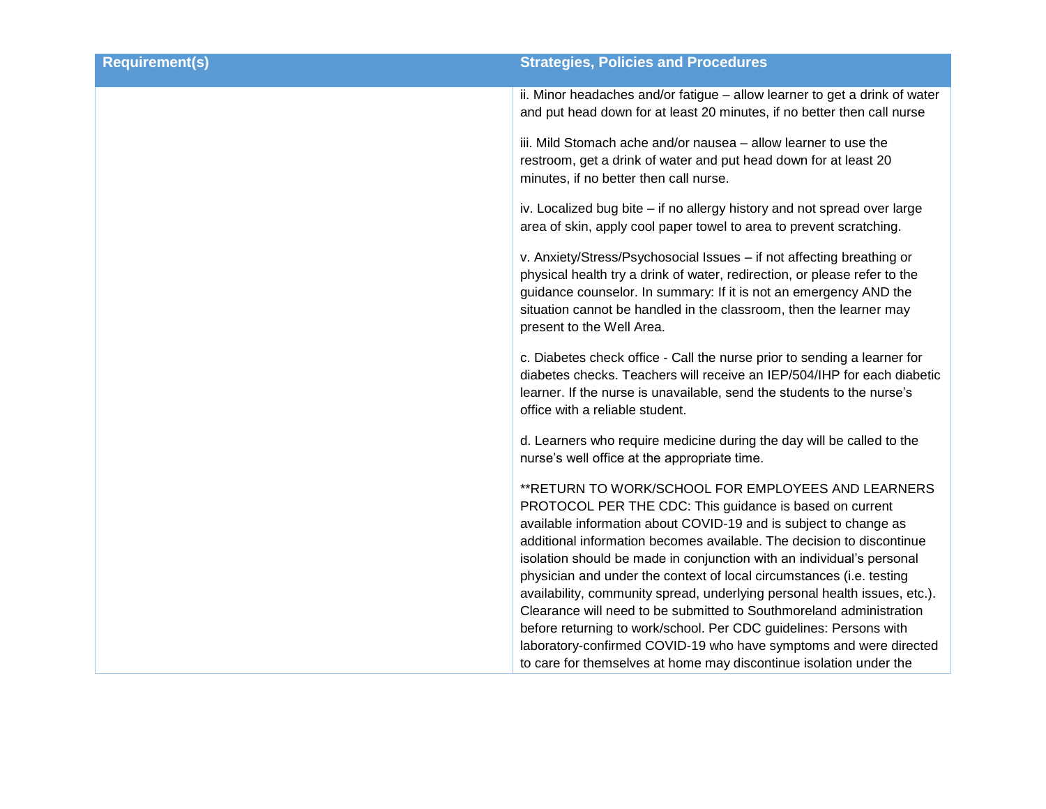| Requirement(s) | Strategies, Policies and Procedures |
| --- | --- |
| | ii. Minor headaches and/or fatigue – allow learner to get a drink of water and put head down for at least 20 minutes, if no better then call nurse<br><br>iii. Mild Stomach ache and/or nausea – allow learner to use the restroom, get a drink of water and put head down for at least 20 minutes, if no better then call nurse.<br><br>iv. Localized bug bite – if no allergy history and not spread over large area of skin, apply cool paper towel to area to prevent scratching.<br><br>v. Anxiety/Stress/Psychosocial Issues – if not affecting breathing or physical health try a drink of water, redirection, or please refer to the guidance counselor. In summary: If it is not an emergency AND the situation cannot be handled in the classroom, then the learner may present to the Well Area.<br><br>c. Diabetes check office - Call the nurse prior to sending a learner for diabetes checks. Teachers will receive an IEP/504/IHP for each diabetic learner. If the nurse is unavailable, send the students to the nurse's office with a reliable student.<br><br>d. Learners who require medicine during the day will be called to the nurse's well office at the appropriate time.<br><br>**RETURN TO WORK/SCHOOL FOR EMPLOYEES AND LEARNERS PROTOCOL PER THE CDC: This guidance is based on current available information about COVID-19 and is subject to change as additional information becomes available. The decision to discontinue isolation should be made in conjunction with an individual's personal physician and under the context of local circumstances (i.e. testing availability, community spread, underlying personal health issues, etc.). Clearance will need to be submitted to Southmoreland administration before returning to work/school. Per CDC guidelines: Persons with laboratory-confirmed COVID-19 who have symptoms and were directed to care for themselves at home may discontinue isolation under the |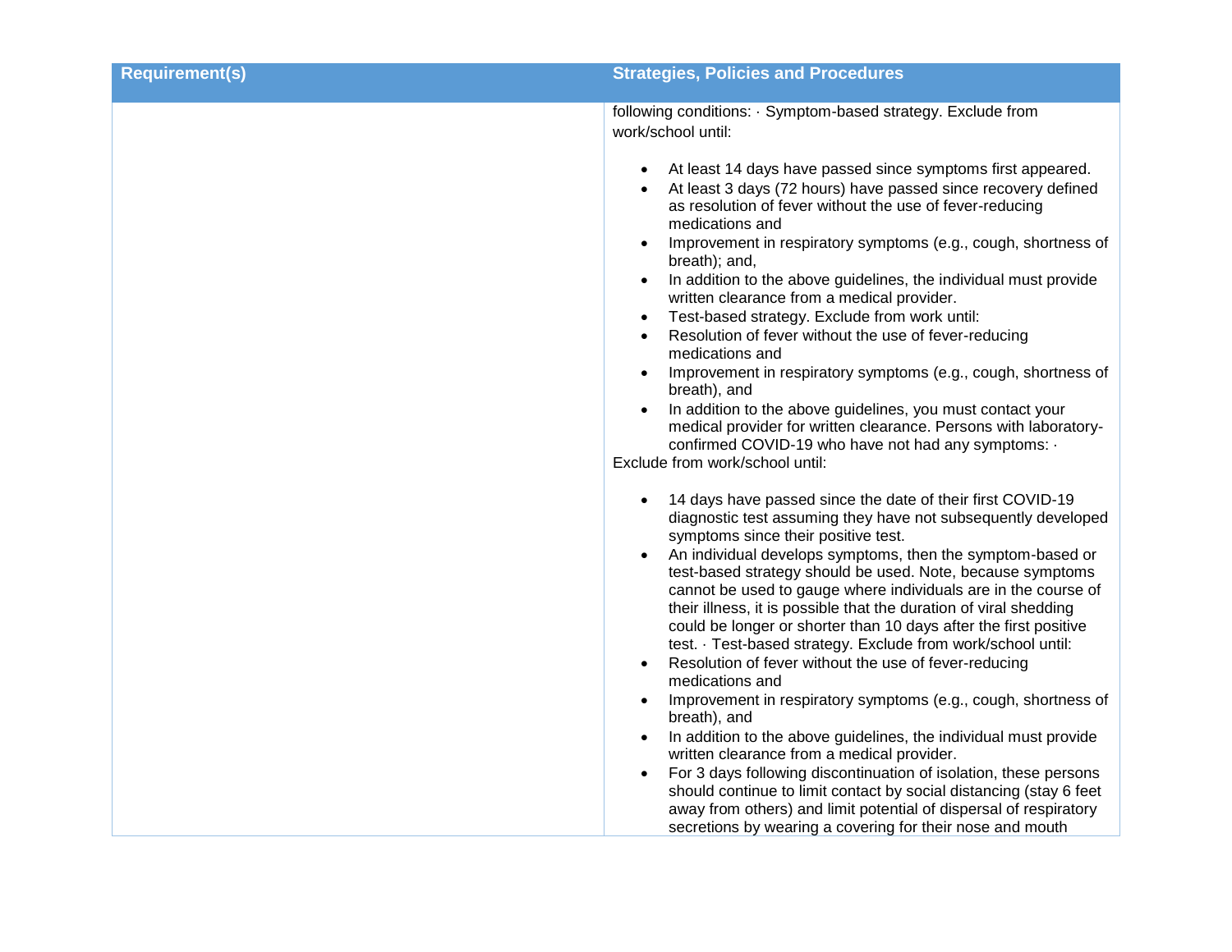| Requirement(s) | Strategies, Policies and Procedures |
|---|---|
| | following conditions: · Symptom-based strategy. Exclude from work/school until:<br><br>• At least 14 days have passed since symptoms first appeared.<br>• At least 3 days (72 hours) have passed since recovery defined as resolution of fever without the use of fever-reducing medications and<br>• Improvement in respiratory symptoms (e.g., cough, shortness of breath); and,<br>• In addition to the above guidelines, the individual must provide written clearance from a medical provider.<br>• Test-based strategy. Exclude from work until:<br>• Resolution of fever without the use of fever-reducing medications and<br>• Improvement in respiratory symptoms (e.g., cough, shortness of breath), and<br>• In addition to the above guidelines, you must contact your medical provider for written clearance. Persons with laboratory-confirmed COVID-19 who have not had any symptoms: ·<br>Exclude from work/school until:<br><br>• 14 days have passed since the date of their first COVID-19 diagnostic test assuming they have not subsequently developed symptoms since their positive test.<br>• An individual develops symptoms, then the symptom-based or test-based strategy should be used. Note, because symptoms cannot be used to gauge where individuals are in the course of their illness, it is possible that the duration of viral shedding could be longer or shorter than 10 days after the first positive test. · Test-based strategy. Exclude from work/school until:<br>• Resolution of fever without the use of fever-reducing medications and<br>• Improvement in respiratory symptoms (e.g., cough, shortness of breath), and<br>• In addition to the above guidelines, the individual must provide written clearance from a medical provider.<br>• For 3 days following discontinuation of isolation, these persons should continue to limit contact by social distancing (stay 6 feet away from others) and limit potential of dispersal of respiratory secretions by wearing a covering for their nose and mouth |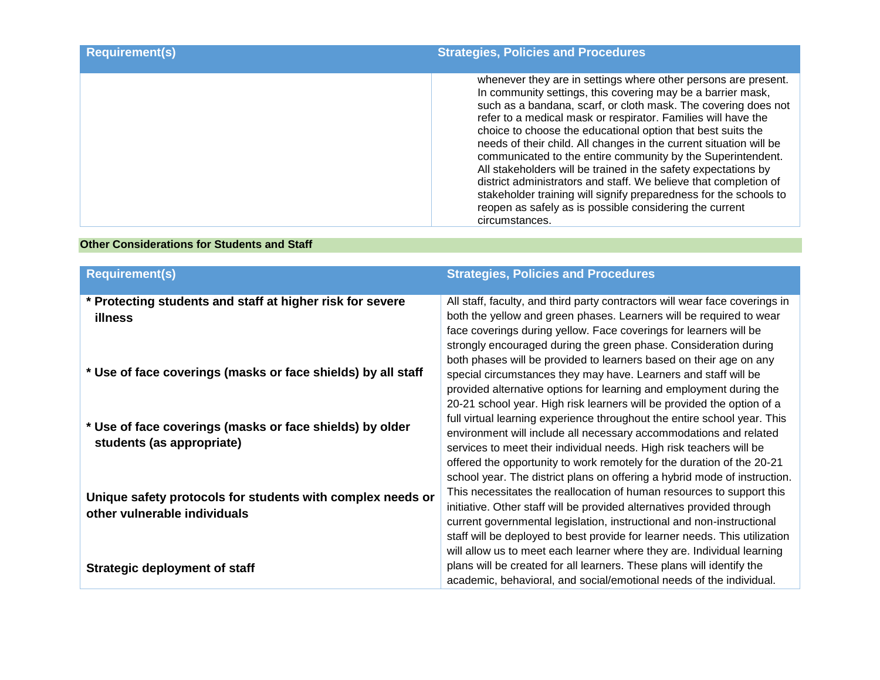| Requirement(s) | Strategies, Policies and Procedures |
| --- | --- |
| | whenever they are in settings where other persons are present. In community settings, this covering may be a barrier mask, such as a bandana, scarf, or cloth mask. The covering does not refer to a medical mask or respirator. Families will have the choice to choose the educational option that best suits the needs of their child. All changes in the current situation will be communicated to the entire community by the Superintendent. All stakeholders will be trained in the safety expectations by district administrators and staff. We believe that completion of stakeholder training will signify preparedness for the schools to reopen as safely as is possible considering the current circumstances. |

**Other Considerations for Students and Staff**

| Requirement(s) | Strategies, Policies and Procedures |
| --- | --- |
| **\* Protecting students and staff at higher risk for severe illness**<br><br>**\* Use of face coverings (masks or face shields) by all staff**<br><br>**\* Use of face coverings (masks or face shields) by older students (as appropriate)**<br><br>**Unique safety protocols for students with complex needs or other vulnerable individuals**<br><br>**Strategic deployment of staff** | All staff, faculty, and third party contractors will wear face coverings in both the yellow and green phases. Learners will be required to wear face coverings during yellow. Face coverings for learners will be strongly encouraged during the green phase. Consideration during both phases will be provided to learners based on their age on any special circumstances they may have. Learners and staff will be provided alternative options for learning and employment during the 20-21 school year. High risk learners will be provided the option of a full virtual learning experience throughout the entire school year. This environment will include all necessary accommodations and related services to meet their individual needs. High risk teachers will be offered the opportunity to work remotely for the duration of the 20-21 school year. The district plans on offering a hybrid mode of instruction. This necessitates the reallocation of human resources to support this initiative. Other staff will be provided alternatives provided through current governmental legislation, instructional and non-instructional staff will be deployed to best provide for learner needs. This utilization will allow us to meet each learner where they are. Individual learning plans will be created for all learners. These plans will identify the academic, behavioral, and social/emotional needs of the individual. |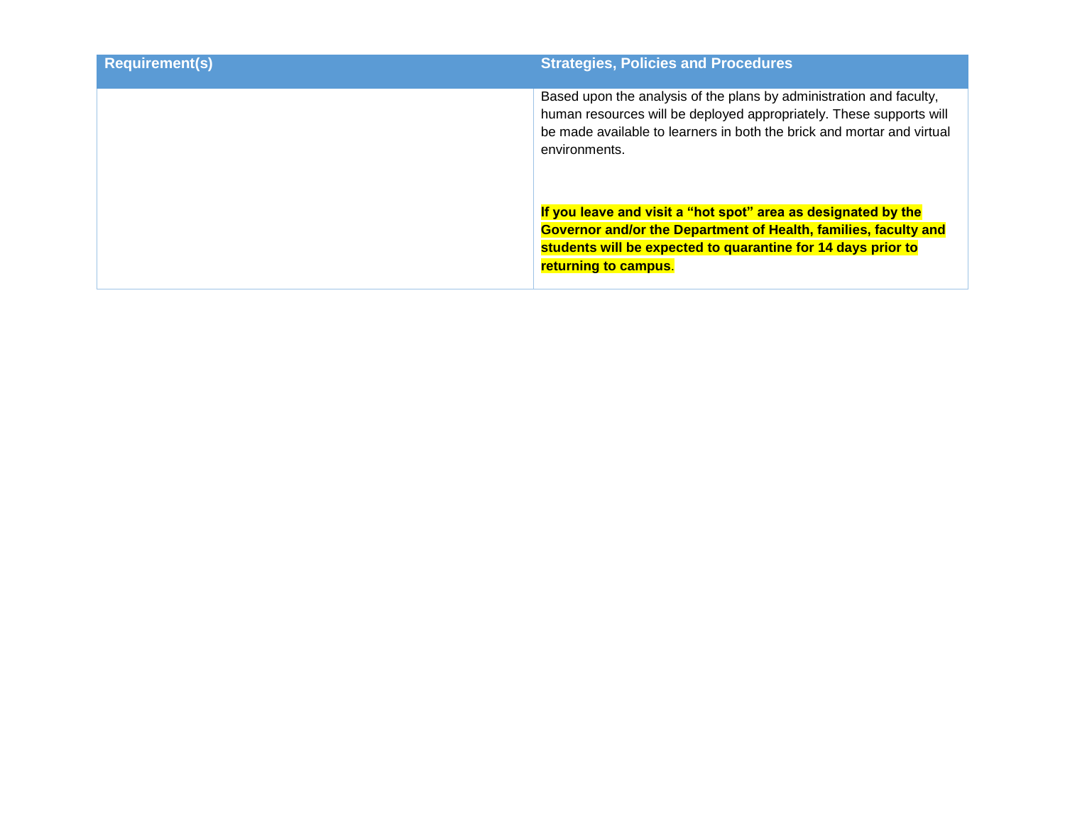| Requirement(s) | Strategies, Policies and Procedures |
| --- | --- |
| | Based upon the analysis of the plans by administration and faculty, human resources will be deployed appropriately. These supports will be made available to learners in both the brick and mortar and virtual environments.<br><br>**If you leave and visit a "hot spot" area as designated by the Governor and/or the Department of Health, families, faculty and students will be expected to quarantine for 14 days prior to returning to campus**. |